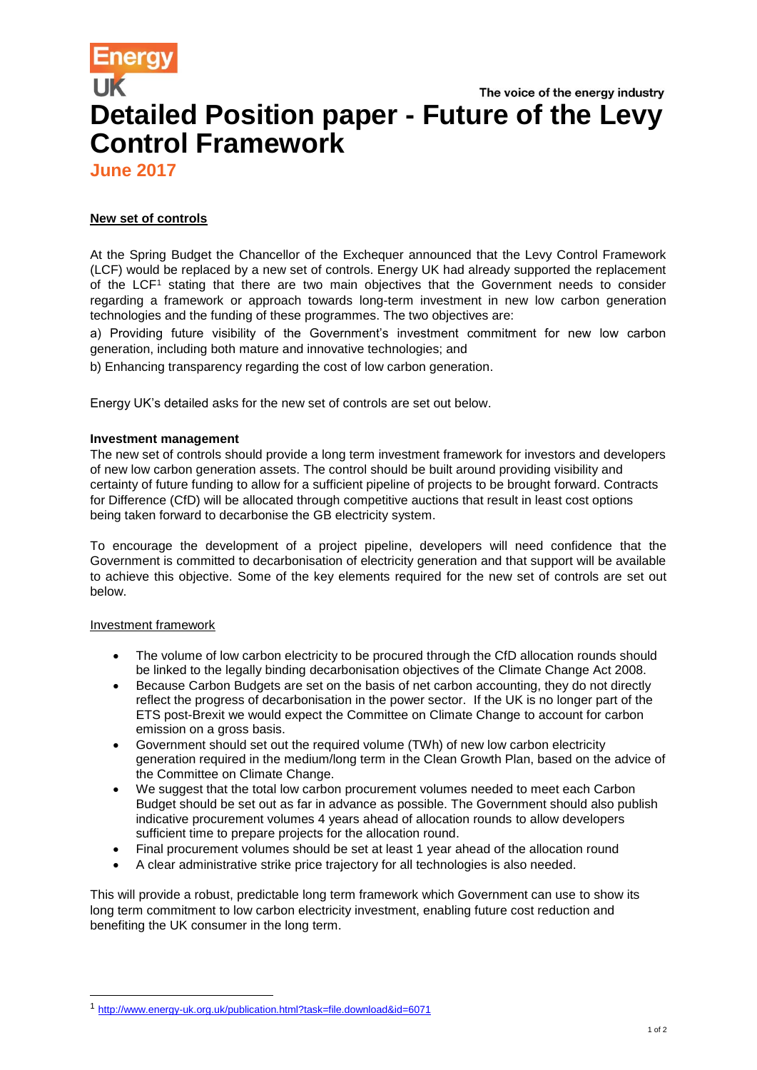Energy UK

The voice of the energy industry

# Detailed Position paper - Future of the Levy Control Framework

**June 2017**

## New set of controls

At the Spring Budget the Chancellor of the Exchequer announced that the Levy Control Framework (LCF) would be replaced by a new set of controls. Energy UK had already supported the replacement of the LCF[1] stating that there are two main objectives that the Government needs to consider regarding a framework or approach towards long-term investment in new low carbon generation technologies and the funding of these programmes. The two objectives are:

a) Providing future visibility of the Government's investment commitment for new low carbon generation, including both mature and innovative technologies; and

b) Enhancing transparency regarding the cost of low carbon generation.

Energy UK's detailed asks for the new set of controls are set out below.

### Investment management

The new set of controls should provide a long term investment framework for investors and developers of new low carbon generation assets. The control should be built around providing visibility and certainty of future funding to allow for a sufficient pipeline of projects to be brought forward. Contracts for Difference (CfD) will be allocated through competitive auctions that result in least cost options being taken forward to decarbonise the GB electricity system.

To encourage the development of a project pipeline, developers will need confidence that the Government is committed to decarbonisation of electricity generation and that support will be available to achieve this objective. Some of the key elements required for the new set of controls are set out below.

#### Investment framework

- The volume of low carbon electricity to be procured through the CfD allocation rounds should be linked to the legally binding decarbonisation objectives of the Climate Change Act 2008.
- Because Carbon Budgets are set on the basis of net carbon accounting, they do not directly reflect the progress of decarbonisation in the power sector. If the UK is no longer part of the ETS post-Brexit we would expect the Committee on Climate Change to account for carbon emission on a gross basis.
- Government should set out the required volume (TWh) of new low carbon electricity generation required in the medium/long term in the Clean Growth Plan, based on the advice of the Committee on Climate Change.
- We suggest that the total low carbon procurement volumes needed to meet each Carbon Budget should be set out as far in advance as possible. The Government should also publish indicative procurement volumes 4 years ahead of allocation rounds to allow developers sufficient time to prepare projects for the allocation round.
- Final procurement volumes should be set at least 1 year ahead of the allocation round
- A clear administrative strike price trajectory for all technologies is also needed.

This will provide a robust, predictable long term framework which Government can use to show its long term commitment to low carbon electricity investment, enabling future cost reduction and benefiting the UK consumer in the long term.

[1] http://www.energy-uk.org.uk/publication.html?task=file.download&id=6071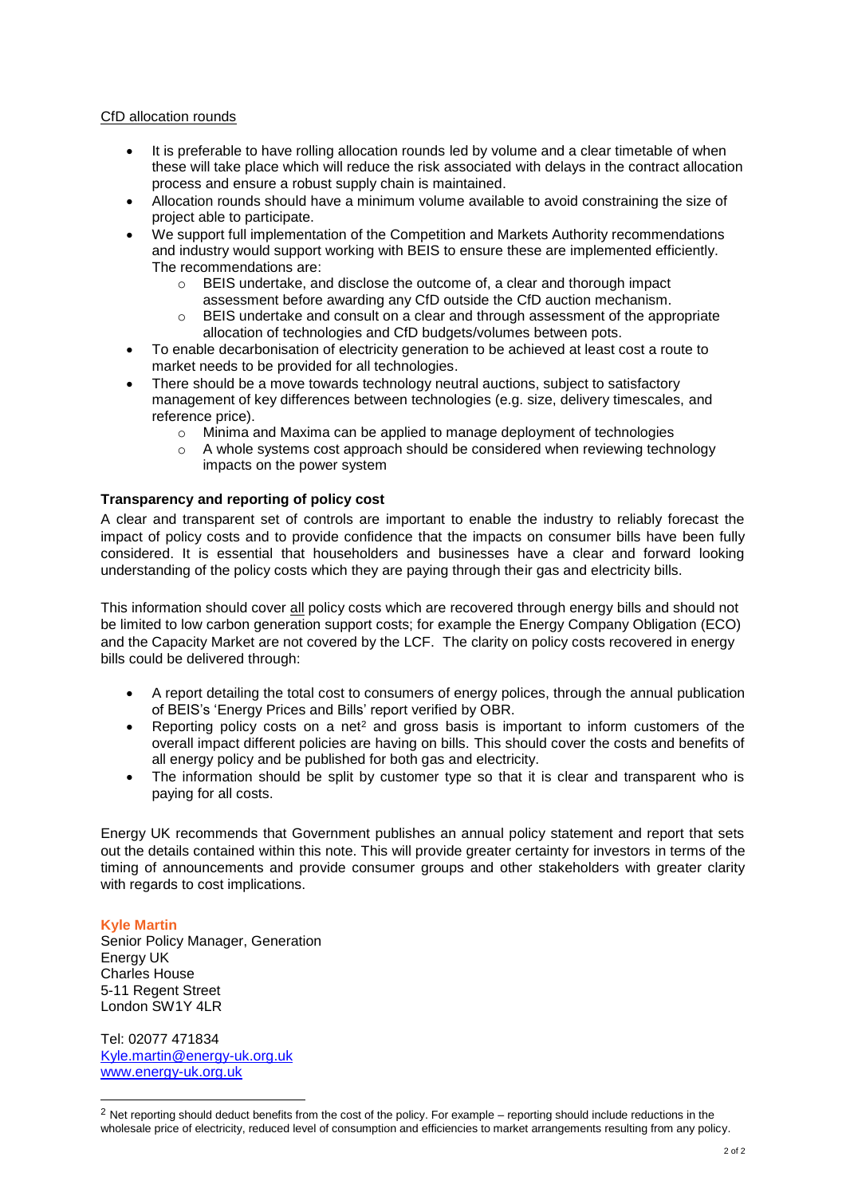CfD allocation rounds

- It is preferable to have rolling allocation rounds led by volume and a clear timetable of when these will take place which will reduce the risk associated with delays in the contract allocation process and ensure a robust supply chain is maintained.
- Allocation rounds should have a minimum volume available to avoid constraining the size of project able to participate.
- We support full implementation of the Competition and Markets Authority recommendations and industry would support working with BEIS to ensure these are implemented efficiently. The recommendations are:
  - BEIS undertake, and disclose the outcome of, a clear and thorough impact assessment before awarding any CfD outside the CfD auction mechanism.
  - BEIS undertake and consult on a clear and through assessment of the appropriate allocation of technologies and CfD budgets/volumes between pots.
- To enable decarbonisation of electricity generation to be achieved at least cost a route to market needs to be provided for all technologies.
- There should be a move towards technology neutral auctions, subject to satisfactory management of key differences between technologies (e.g. size, delivery timescales, and reference price).
  - Minima and Maxima can be applied to manage deployment of technologies
  - A whole systems cost approach should be considered when reviewing technology impacts on the power system

**Transparency and reporting of policy cost**

A clear and transparent set of controls are important to enable the industry to reliably forecast the impact of policy costs and to provide confidence that the impacts on consumer bills have been fully considered. It is essential that householders and businesses have a clear and forward looking understanding of the policy costs which they are paying through their gas and electricity bills.

This information should cover all policy costs which are recovered through energy bills and should not be limited to low carbon generation support costs; for example the Energy Company Obligation (ECO) and the Capacity Market are not covered by the LCF. The clarity on policy costs recovered in energy bills could be delivered through:

- A report detailing the total cost to consumers of energy polices, through the annual publication of BEIS's 'Energy Prices and Bills' report verified by OBR.
- Reporting policy costs on a net[2] and gross basis is important to inform customers of the overall impact different policies are having on bills. This should cover the costs and benefits of all energy policy and be published for both gas and electricity.
- The information should be split by customer type so that it is clear and transparent who is paying for all costs.

Energy UK recommends that Government publishes an annual policy statement and report that sets out the details contained within this note. This will provide greater certainty for investors in terms of the timing of announcements and provide consumer groups and other stakeholders with greater clarity with regards to cost implications.

**Kyle Martin**
Senior Policy Manager, Generation
Energy UK
Charles House
5-11 Regent Street
London SW1Y 4LR

Tel: 02077 471834
Kyle.martin@energy-uk.org.uk
www.energy-uk.org.uk

[2] Net reporting should deduct benefits from the cost of the policy. For example – reporting should include reductions in the wholesale price of electricity, reduced level of consumption and efficiencies to market arrangements resulting from any policy.